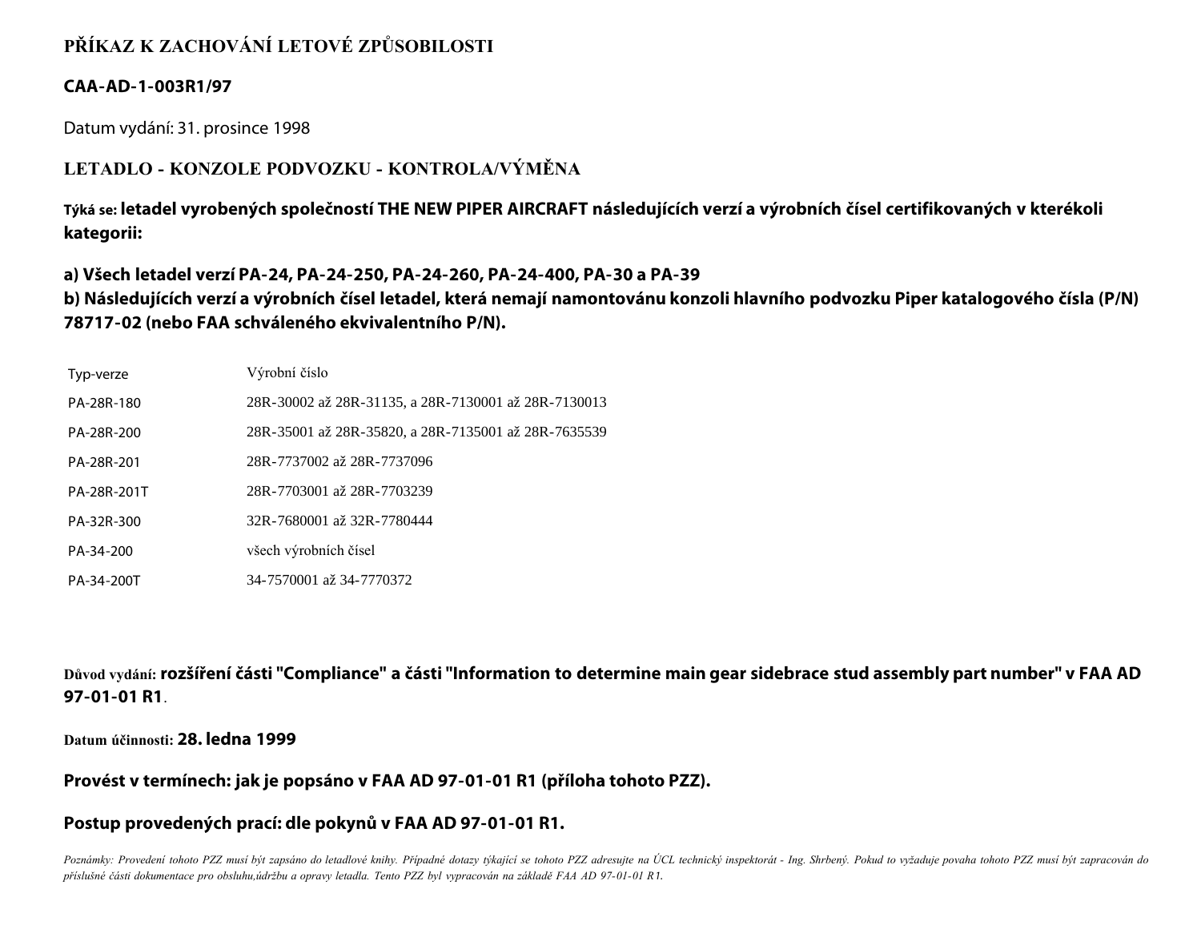# PŘÍKAZ K ZACHOVÁNÍ LETOVÉ ZPŮSOBILOSTI

**CAA-AD-1-003R1/97**

Datum vydání: 31. prosince 1998

## LETADLO - KONZOLE PODVOZKU - KONTROLA/VÝMĚNA

Týká se: **letadel vyrobených společností THE NEW PIPER AIRCRAFT následujících verzí a výrobních čísel certifikovaných v kterékoli kategorii:**

**a) Všech letadel verzí PA-24, PA-24-250, PA-24-260, PA-24-400, PA-30 a PA-39**
**b) Následujících verzí a výrobních čísel letadel, která nemají namontovánu konzoli hlavního podvozku Piper katalogového čísla (P/N) 78717-02 (nebo FAA schváleného ekvivalentního P/N).**

| Typ-verze | Výrobní číslo |
|---|---|
| PA-28R-180 | 28R-30002 až 28R-31135, a 28R-7130001 až 28R-7130013 |
| PA-28R-200 | 28R-35001 až 28R-35820, a 28R-7135001 až 28R-7635539 |
| PA-28R-201 | 28R-7737002 až 28R-7737096 |
| PA-28R-201T | 28R-7703001 až 28R-7703239 |
| PA-32R-300 | 32R-7680001 až 32R-7780444 |
| PA-34-200 | všech výrobních čísel |
| PA-34-200T | 34-7570001 až 34-7770372 |

Důvod vydání: **rozšíření části "Compliance" a části "Information to determine main gear sidebrace stud assembly part number" v FAA AD 97-01-01 R1**.

Datum účinnosti: **28. ledna 1999**

**Provést v termínech: jak je popsáno v FAA AD 97-01-01 R1 (příloha tohoto PZZ).**

**Postup provedených prací: dle pokynů v FAA AD 97-01-01 R1.**

*Poznámky: Provedení tohoto PZZ musí být zapsáno do letadlové knihy. Případné dotazy týkající se tohoto PZZ adresujte na ÚCL technický inspektorát - Ing. Shrbený. Pokud to vyžaduje povaha tohoto PZZ musí být zapracován do příslušné části dokumentace pro obsluhu,údržbu a opravy letadla. Tento PZZ byl vypracován na základě FAA AD 97-01-01 R1.*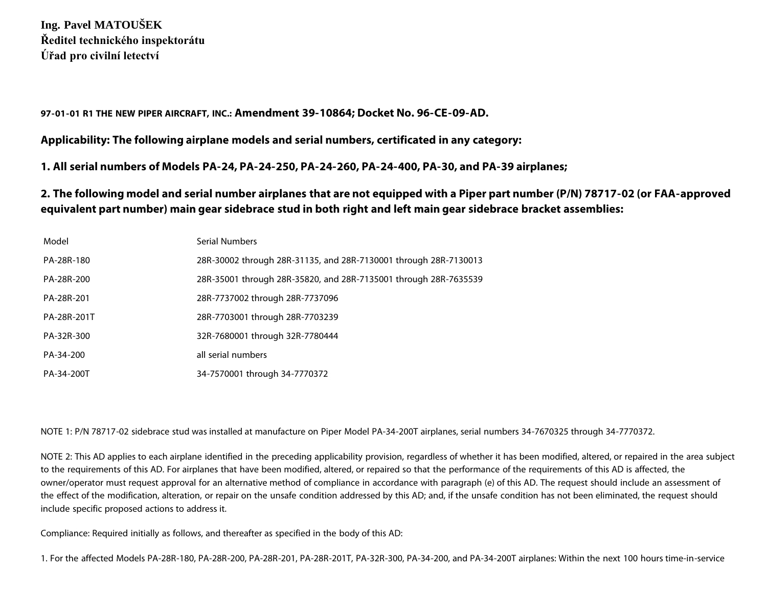**Ing. Pavel MATOUŠEK**
**Ředitel technického inspektorátu**
**Úřad pro civilní letectví**

**97-01-01 R1 THE NEW PIPER AIRCRAFT, INC.: Amendment 39-10864; Docket No. 96-CE-09-AD.**

**Applicability: The following airplane models and serial numbers, certificated in any category:**

**1. All serial numbers of Models PA-24, PA-24-250, PA-24-260, PA-24-400, PA-30, and PA-39 airplanes;**

**2. The following model and serial number airplanes that are not equipped with a Piper part number (P/N) 78717-02 (or FAA-approved equivalent part number) main gear sidebrace stud in both right and left main gear sidebrace bracket assemblies:**

| Model | Serial Numbers |
| --- | --- |
| PA-28R-180 | 28R-30002 through 28R-31135, and 28R-7130001 through 28R-7130013 |
| PA-28R-200 | 28R-35001 through 28R-35820, and 28R-7135001 through 28R-7635539 |
| PA-28R-201 | 28R-7737002 through 28R-7737096 |
| PA-28R-201T | 28R-7703001 through 28R-7703239 |
| PA-32R-300 | 32R-7680001 through 32R-7780444 |
| PA-34-200 | all serial numbers |
| PA-34-200T | 34-7570001 through 34-7770372 |

NOTE 1: P/N 78717-02 sidebrace stud was installed at manufacture on Piper Model PA-34-200T airplanes, serial numbers 34-7670325 through 34-7770372.

NOTE 2: This AD applies to each airplane identified in the preceding applicability provision, regardless of whether it has been modified, altered, or repaired in the area subject to the requirements of this AD. For airplanes that have been modified, altered, or repaired so that the performance of the requirements of this AD is affected, the owner/operator must request approval for an alternative method of compliance in accordance with paragraph (e) of this AD. The request should include an assessment of the effect of the modification, alteration, or repair on the unsafe condition addressed by this AD; and, if the unsafe condition has not been eliminated, the request should include specific proposed actions to address it.

Compliance: Required initially as follows, and thereafter as specified in the body of this AD:

1. For the affected Models PA-28R-180, PA-28R-200, PA-28R-201, PA-28R-201T, PA-32R-300, PA-34-200, and PA-34-200T airplanes: Within the next 100 hours time-in-service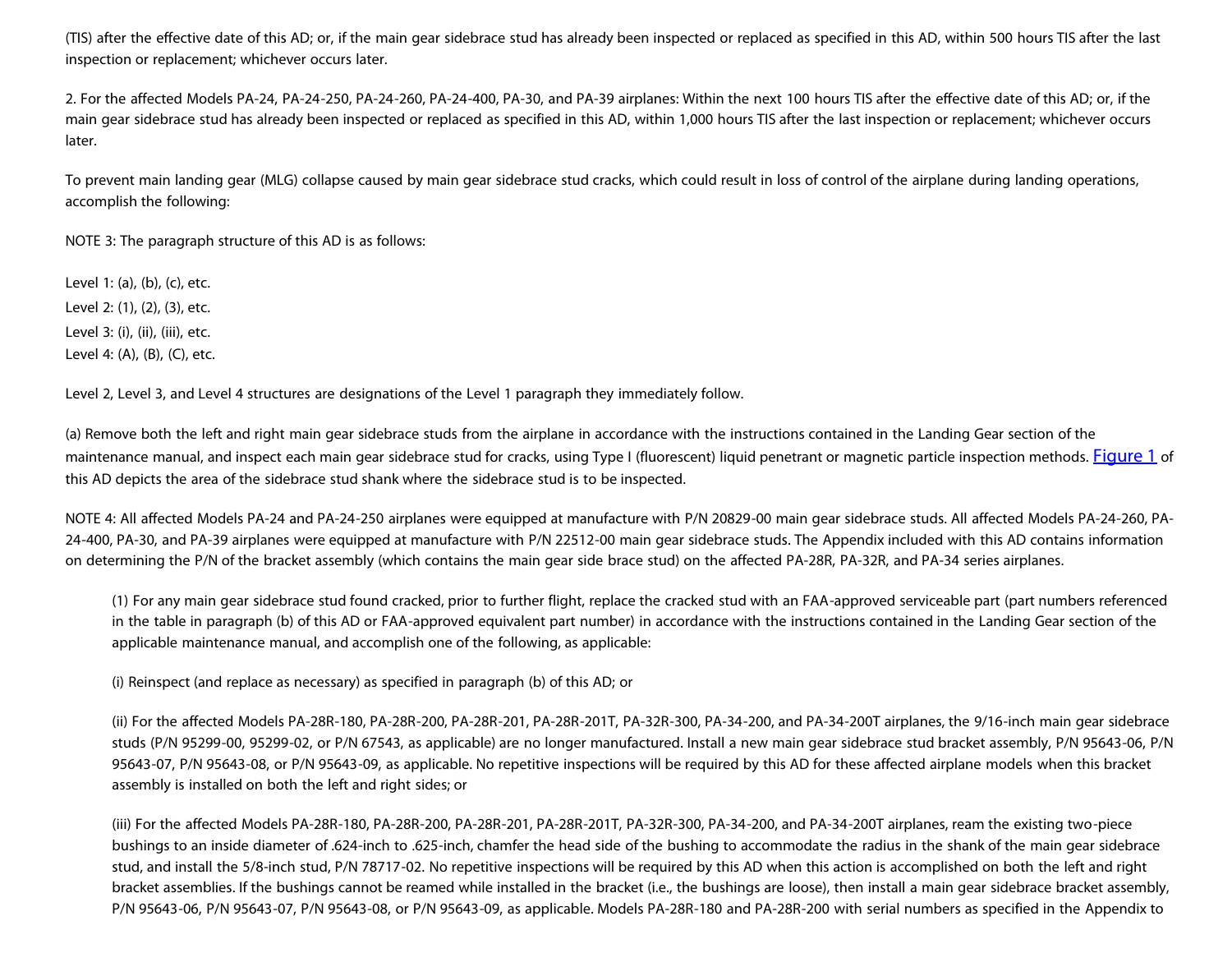(TIS) after the effective date of this AD; or, if the main gear sidebrace stud has already been inspected or replaced as specified in this AD, within 500 hours TIS after the last inspection or replacement; whichever occurs later.

2. For the affected Models PA-24, PA-24-250, PA-24-260, PA-24-400, PA-30, and PA-39 airplanes: Within the next 100 hours TIS after the effective date of this AD; or, if the main gear sidebrace stud has already been inspected or replaced as specified in this AD, within 1,000 hours TIS after the last inspection or replacement; whichever occurs later.

To prevent main landing gear (MLG) collapse caused by main gear sidebrace stud cracks, which could result in loss of control of the airplane during landing operations, accomplish the following:

NOTE 3: The paragraph structure of this AD is as follows:

Level 1: (a), (b), (c), etc.
Level 2: (1), (2), (3), etc.
Level 3: (i), (ii), (iii), etc.
Level 4: (A), (B), (C), etc.

Level 2, Level 3, and Level 4 structures are designations of the Level 1 paragraph they immediately follow.

(a) Remove both the left and right main gear sidebrace studs from the airplane in accordance with the instructions contained in the Landing Gear section of the maintenance manual, and inspect each main gear sidebrace stud for cracks, using Type I (fluorescent) liquid penetrant or magnetic particle inspection methods. Figure 1 of this AD depicts the area of the sidebrace stud shank where the sidebrace stud is to be inspected.

NOTE 4: All affected Models PA-24 and PA-24-250 airplanes were equipped at manufacture with P/N 20829-00 main gear sidebrace studs. All affected Models PA-24-260, PA-24-400, PA-30, and PA-39 airplanes were equipped at manufacture with P/N 22512-00 main gear sidebrace studs. The Appendix included with this AD contains information on determining the P/N of the bracket assembly (which contains the main gear side brace stud) on the affected PA-28R, PA-32R, and PA-34 series airplanes.

(1) For any main gear sidebrace stud found cracked, prior to further flight, replace the cracked stud with an FAA-approved serviceable part (part numbers referenced in the table in paragraph (b) of this AD or FAA-approved equivalent part number) in accordance with the instructions contained in the Landing Gear section of the applicable maintenance manual, and accomplish one of the following, as applicable:

(i) Reinspect (and replace as necessary) as specified in paragraph (b) of this AD; or

(ii) For the affected Models PA-28R-180, PA-28R-200, PA-28R-201, PA-28R-201T, PA-32R-300, PA-34-200, and PA-34-200T airplanes, the 9/16-inch main gear sidebrace studs (P/N 95299-00, 95299-02, or P/N 67543, as applicable) are no longer manufactured. Install a new main gear sidebrace stud bracket assembly, P/N 95643-06, P/N 95643-07, P/N 95643-08, or P/N 95643-09, as applicable. No repetitive inspections will be required by this AD for these affected airplane models when this bracket assembly is installed on both the left and right sides; or

(iii) For the affected Models PA-28R-180, PA-28R-200, PA-28R-201, PA-28R-201T, PA-32R-300, PA-34-200, and PA-34-200T airplanes, ream the existing two-piece bushings to an inside diameter of .624-inch to .625-inch, chamfer the head side of the bushing to accommodate the radius in the shank of the main gear sidebrace stud, and install the 5/8-inch stud, P/N 78717-02. No repetitive inspections will be required by this AD when this action is accomplished on both the left and right bracket assemblies. If the bushings cannot be reamed while installed in the bracket (i.e., the bushings are loose), then install a main gear sidebrace bracket assembly, P/N 95643-06, P/N 95643-07, P/N 95643-08, or P/N 95643-09, as applicable. Models PA-28R-180 and PA-28R-200 with serial numbers as specified in the Appendix to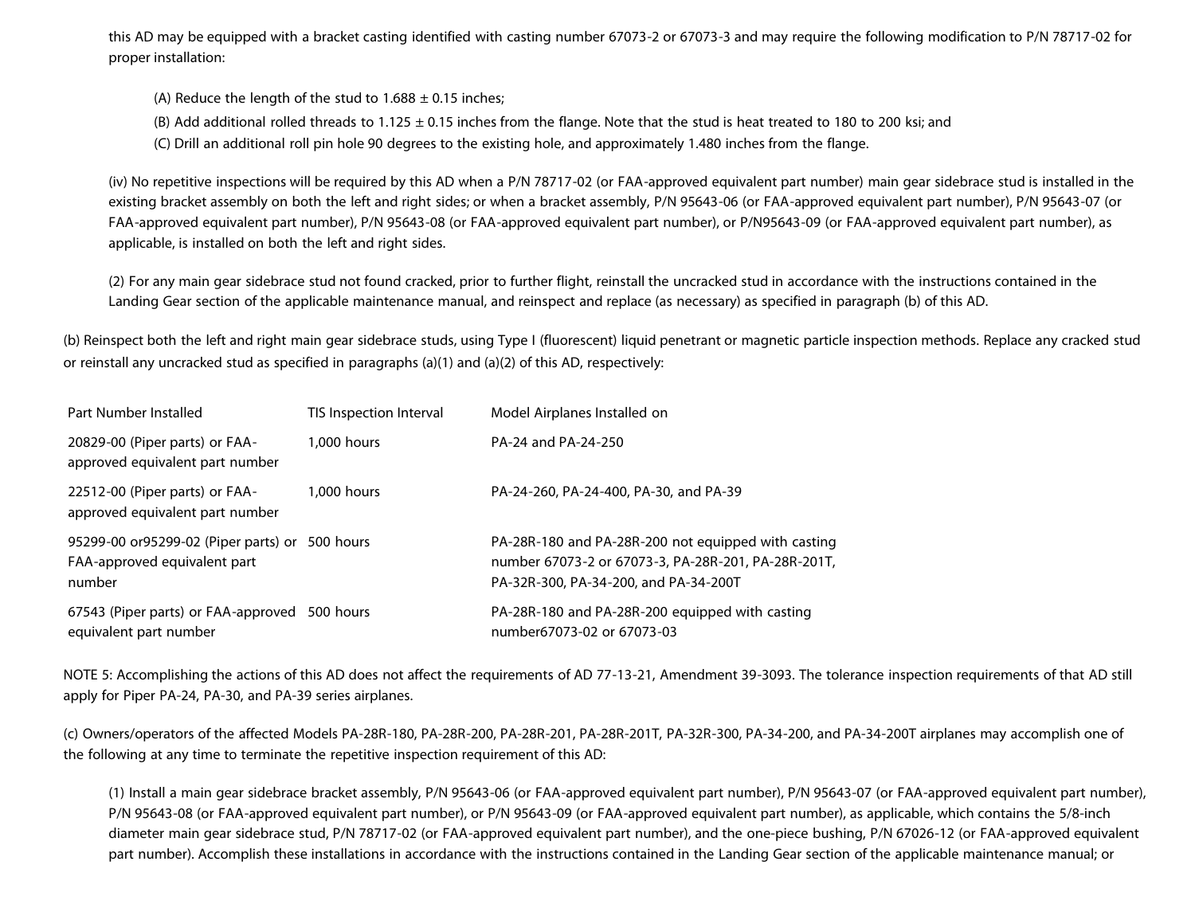this AD may be equipped with a bracket casting identified with casting number 67073-2 or 67073-3 and may require the following modification to P/N 78717-02 for proper installation:

(A) Reduce the length of the stud to 1.688 ± 0.15 inches;

(B) Add additional rolled threads to 1.125 ± 0.15 inches from the flange. Note that the stud is heat treated to 180 to 200 ksi; and

(C) Drill an additional roll pin hole 90 degrees to the existing hole, and approximately 1.480 inches from the flange.

(iv) No repetitive inspections will be required by this AD when a P/N 78717-02 (or FAA-approved equivalent part number) main gear sidebrace stud is installed in the existing bracket assembly on both the left and right sides; or when a bracket assembly, P/N 95643-06 (or FAA-approved equivalent part number), P/N 95643-07 (or FAA-approved equivalent part number), P/N 95643-08 (or FAA-approved equivalent part number), or P/N95643-09 (or FAA-approved equivalent part number), as applicable, is installed on both the left and right sides.

(2) For any main gear sidebrace stud not found cracked, prior to further flight, reinstall the uncracked stud in accordance with the instructions contained in the Landing Gear section of the applicable maintenance manual, and reinspect and replace (as necessary) as specified in paragraph (b) of this AD.

(b) Reinspect both the left and right main gear sidebrace studs, using Type I (fluorescent) liquid penetrant or magnetic particle inspection methods. Replace any cracked stud or reinstall any uncracked stud as specified in paragraphs (a)(1) and (a)(2) of this AD, respectively:

| Part Number Installed | TIS Inspection Interval | Model Airplanes Installed on |
|---|---|---|
| 20829-00 (Piper parts) or FAA-approved equivalent part number | 1,000 hours | PA-24 and PA-24-250 |
| 22512-00 (Piper parts) or FAA-approved equivalent part number | 1,000 hours | PA-24-260, PA-24-400, PA-30, and PA-39 |
| 95299-00 or95299-02 (Piper parts) or FAA-approved equivalent part number | 500 hours | PA-28R-180 and PA-28R-200 not equipped with casting number 67073-2 or 67073-3, PA-28R-201, PA-28R-201T, PA-32R-300, PA-34-200, and PA-34-200T |
| 67543 (Piper parts) or FAA-approved equivalent part number | 500 hours | PA-28R-180 and PA-28R-200 equipped with casting number67073-02 or 67073-03 |

NOTE 5: Accomplishing the actions of this AD does not affect the requirements of AD 77-13-21, Amendment 39-3093. The tolerance inspection requirements of that AD still apply for Piper PA-24, PA-30, and PA-39 series airplanes.

(c) Owners/operators of the affected Models PA-28R-180, PA-28R-200, PA-28R-201, PA-28R-201T, PA-32R-300, PA-34-200, and PA-34-200T airplanes may accomplish one of the following at any time to terminate the repetitive inspection requirement of this AD:

(1) Install a main gear sidebrace bracket assembly, P/N 95643-06 (or FAA-approved equivalent part number), P/N 95643-07 (or FAA-approved equivalent part number), P/N 95643-08 (or FAA-approved equivalent part number), or P/N 95643-09 (or FAA-approved equivalent part number), as applicable, which contains the 5/8-inch diameter main gear sidebrace stud, P/N 78717-02 (or FAA-approved equivalent part number), and the one-piece bushing, P/N 67026-12 (or FAA-approved equivalent part number). Accomplish these installations in accordance with the instructions contained in the Landing Gear section of the applicable maintenance manual; or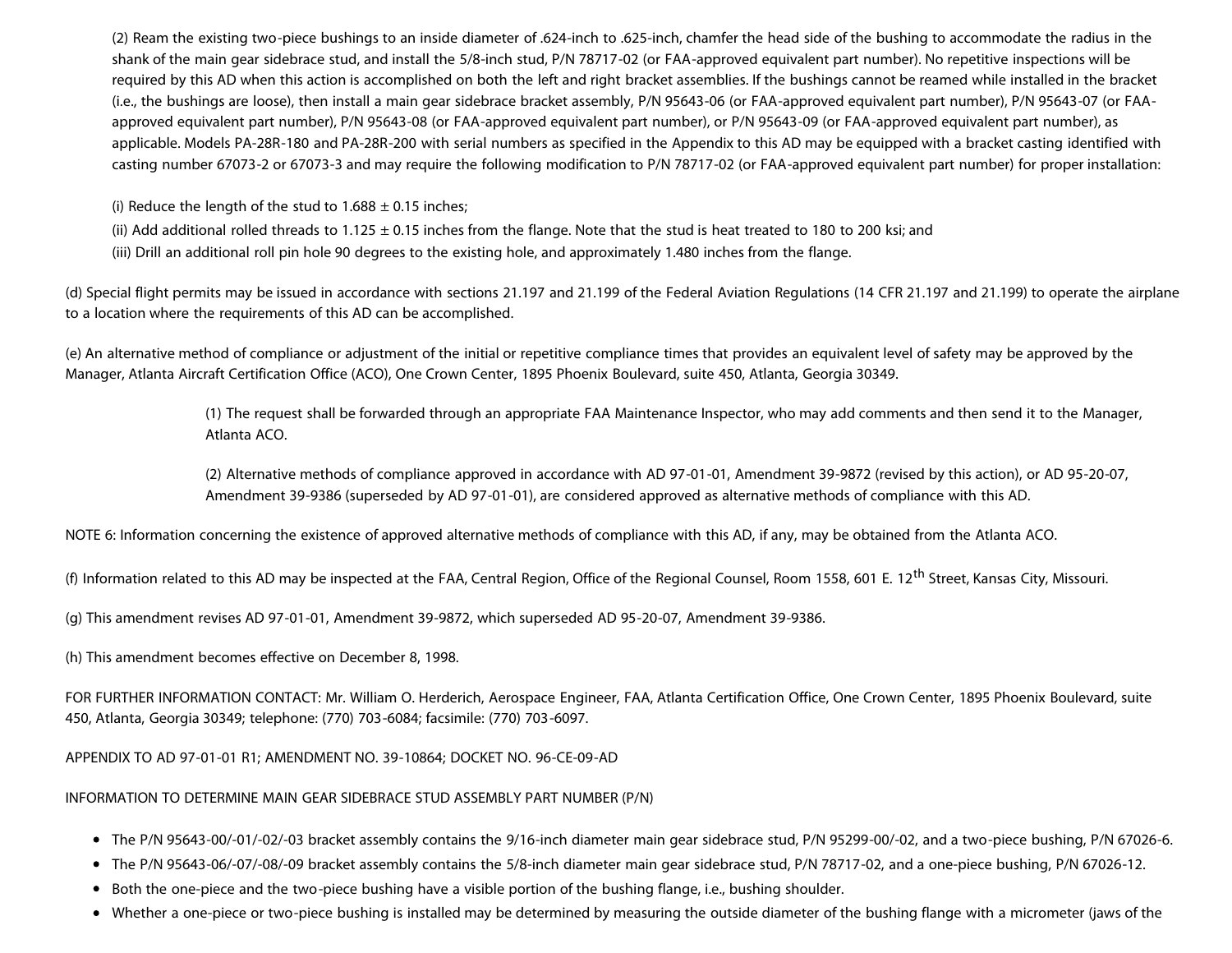(2) Ream the existing two-piece bushings to an inside diameter of .624-inch to .625-inch, chamfer the head side of the bushing to accommodate the radius in the shank of the main gear sidebrace stud, and install the 5/8-inch stud, P/N 78717-02 (or FAA-approved equivalent part number). No repetitive inspections will be required by this AD when this action is accomplished on both the left and right bracket assemblies. If the bushings cannot be reamed while installed in the bracket (i.e., the bushings are loose), then install a main gear sidebrace bracket assembly, P/N 95643-06 (or FAA-approved equivalent part number), P/N 95643-07 (or FAA-approved equivalent part number), P/N 95643-08 (or FAA-approved equivalent part number), or P/N 95643-09 (or FAA-approved equivalent part number), as applicable. Models PA-28R-180 and PA-28R-200 with serial numbers as specified in the Appendix to this AD may be equipped with a bracket casting identified with casting number 67073-2 or 67073-3 and may require the following modification to P/N 78717-02 (or FAA-approved equivalent part number) for proper installation:

(i) Reduce the length of the stud to 1.688 ± 0.15 inches;

(ii) Add additional rolled threads to 1.125 ± 0.15 inches from the flange. Note that the stud is heat treated to 180 to 200 ksi; and

(iii) Drill an additional roll pin hole 90 degrees to the existing hole, and approximately 1.480 inches from the flange.

(d) Special flight permits may be issued in accordance with sections 21.197 and 21.199 of the Federal Aviation Regulations (14 CFR 21.197 and 21.199) to operate the airplane to a location where the requirements of this AD can be accomplished.

(e) An alternative method of compliance or adjustment of the initial or repetitive compliance times that provides an equivalent level of safety may be approved by the Manager, Atlanta Aircraft Certification Office (ACO), One Crown Center, 1895 Phoenix Boulevard, suite 450, Atlanta, Georgia 30349.

(1) The request shall be forwarded through an appropriate FAA Maintenance Inspector, who may add comments and then send it to the Manager, Atlanta ACO.

(2) Alternative methods of compliance approved in accordance with AD 97-01-01, Amendment 39-9872 (revised by this action), or AD 95-20-07, Amendment 39-9386 (superseded by AD 97-01-01), are considered approved as alternative methods of compliance with this AD.

NOTE 6: Information concerning the existence of approved alternative methods of compliance with this AD, if any, may be obtained from the Atlanta ACO.

(f) Information related to this AD may be inspected at the FAA, Central Region, Office of the Regional Counsel, Room 1558, 601 E. 12th Street, Kansas City, Missouri.

(g) This amendment revises AD 97-01-01, Amendment 39-9872, which superseded AD 95-20-07, Amendment 39-9386.

(h) This amendment becomes effective on December 8, 1998.

FOR FURTHER INFORMATION CONTACT: Mr. William O. Herderich, Aerospace Engineer, FAA, Atlanta Certification Office, One Crown Center, 1895 Phoenix Boulevard, suite 450, Atlanta, Georgia 30349; telephone: (770) 703-6084; facsimile: (770) 703-6097.

APPENDIX TO AD 97-01-01 R1; AMENDMENT NO. 39-10864; DOCKET NO. 96-CE-09-AD

INFORMATION TO DETERMINE MAIN GEAR SIDEBRACE STUD ASSEMBLY PART NUMBER (P/N)

- The P/N 95643-00/-01/-02/-03 bracket assembly contains the 9/16-inch diameter main gear sidebrace stud, P/N 95299-00/-02, and a two-piece bushing, P/N 67026-6.
- The P/N 95643-06/-07/-08/-09 bracket assembly contains the 5/8-inch diameter main gear sidebrace stud, P/N 78717-02, and a one-piece bushing, P/N 67026-12.
- Both the one-piece and the two-piece bushing have a visible portion of the bushing flange, i.e., bushing shoulder.
- Whether a one-piece or two-piece bushing is installed may be determined by measuring the outside diameter of the bushing flange with a micrometer (jaws of the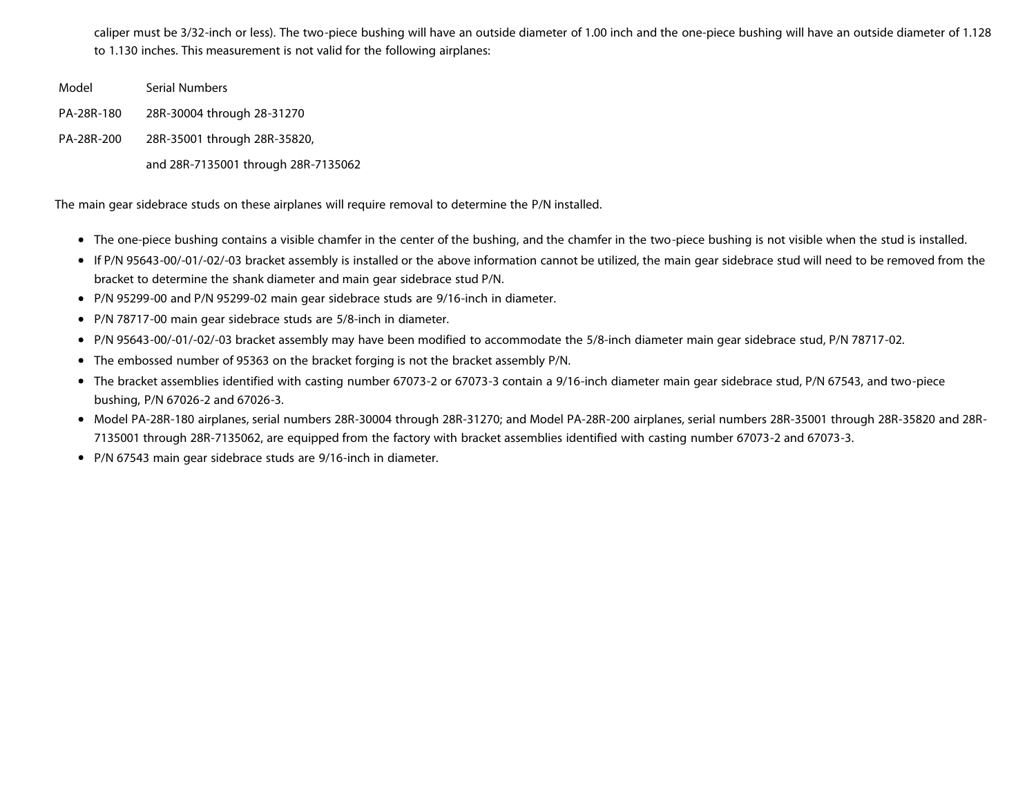caliper must be 3/32-inch or less). The two-piece bushing will have an outside diameter of 1.00 inch and the one-piece bushing will have an outside diameter of 1.128 to 1.130 inches. This measurement is not valid for the following airplanes:

| Model | Serial Numbers |
|---|---|
| PA-28R-180 | 28R-30004 through 28-31270 |
| PA-28R-200 | 28R-35001 through 28R-35820, |
| | and 28R-7135001 through 28R-7135062 |

The main gear sidebrace studs on these airplanes will require removal to determine the P/N installed.

- The one-piece bushing contains a visible chamfer in the center of the bushing, and the chamfer in the two-piece bushing is not visible when the stud is installed.
- If P/N 95643-00/-01/-02/-03 bracket assembly is installed or the above information cannot be utilized, the main gear sidebrace stud will need to be removed from the bracket to determine the shank diameter and main gear sidebrace stud P/N.
- P/N 95299-00 and P/N 95299-02 main gear sidebrace studs are 9/16-inch in diameter.
- P/N 78717-00 main gear sidebrace studs are 5/8-inch in diameter.
- P/N 95643-00/-01/-02/-03 bracket assembly may have been modified to accommodate the 5/8-inch diameter main gear sidebrace stud, P/N 78717-02.
- The embossed number of 95363 on the bracket forging is not the bracket assembly P/N.
- The bracket assemblies identified with casting number 67073-2 or 67073-3 contain a 9/16-inch diameter main gear sidebrace stud, P/N 67543, and two-piece bushing, P/N 67026-2 and 67026-3.
- Model PA-28R-180 airplanes, serial numbers 28R-30004 through 28R-31270; and Model PA-28R-200 airplanes, serial numbers 28R-35001 through 28R-35820 and 28R-7135001 through 28R-7135062, are equipped from the factory with bracket assemblies identified with casting number 67073-2 and 67073-3.
- P/N 67543 main gear sidebrace studs are 9/16-inch in diameter.